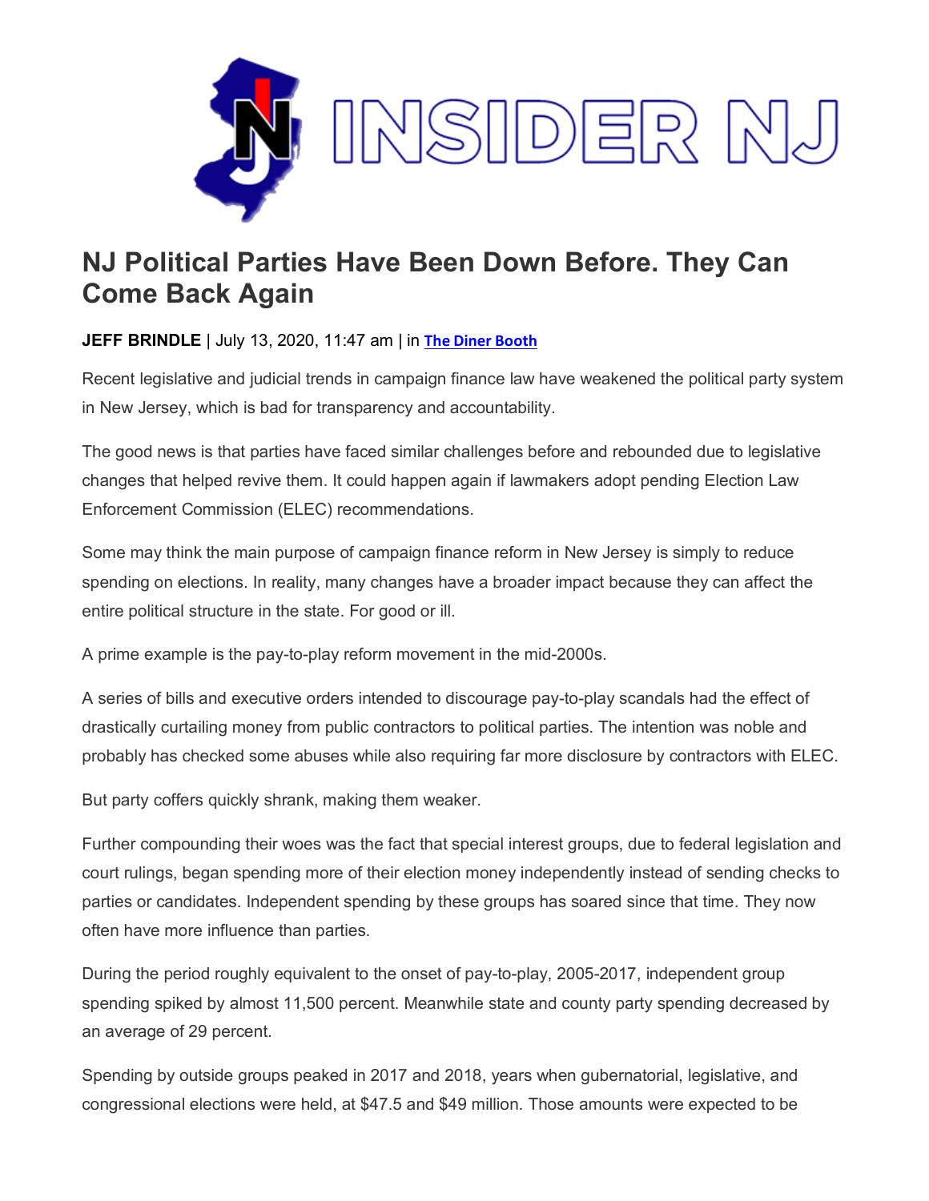INSIDER NJ

# NJ Political Parties Have Been Down Before. They Can Come Back Again

**JEFF BRINDLE** | July 13, 2020, 11:47 am | in The Diner Booth

Recent legislative and judicial trends in campaign finance law have weakened the political party system in New Jersey, which is bad for transparency and accountability.

The good news is that parties have faced similar challenges before and rebounded due to legislative changes that helped revive them. It could happen again if lawmakers adopt pending Election Law Enforcement Commission (ELEC) recommendations.

Some may think the main purpose of campaign finance reform in New Jersey is simply to reduce spending on elections. In reality, many changes have a broader impact because they can affect the entire political structure in the state. For good or ill.

A prime example is the pay-to-play reform movement in the mid-2000s.

A series of bills and executive orders intended to discourage pay-to-play scandals had the effect of drastically curtailing money from public contractors to political parties. The intention was noble and probably has checked some abuses while also requiring far more disclosure by contractors with ELEC.

But party coffers quickly shrank, making them weaker.

Further compounding their woes was the fact that special interest groups, due to federal legislation and court rulings, began spending more of their election money independently instead of sending checks to parties or candidates. Independent spending by these groups has soared since that time. They now often have more influence than parties.

During the period roughly equivalent to the onset of pay-to-play, 2005-2017, independent group spending spiked by almost 11,500 percent. Meanwhile state and county party spending decreased by an average of 29 percent.

Spending by outside groups peaked in 2017 and 2018, years when gubernatorial, legislative, and congressional elections were held, at $47.5 and $49 million. Those amounts were expected to be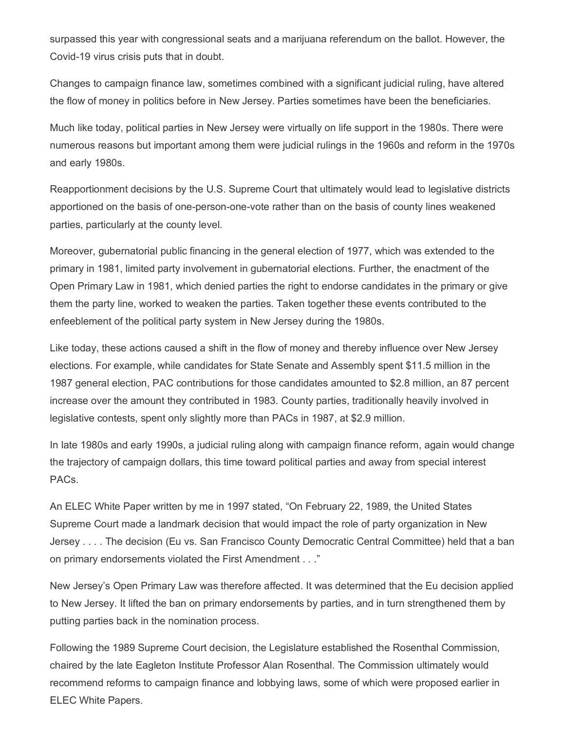surpassed this year with congressional seats and a marijuana referendum on the ballot. However, the Covid-19 virus crisis puts that in doubt.

Changes to campaign finance law, sometimes combined with a significant judicial ruling, have altered the flow of money in politics before in New Jersey. Parties sometimes have been the beneficiaries.

Much like today, political parties in New Jersey were virtually on life support in the 1980s. There were numerous reasons but important among them were judicial rulings in the 1960s and reform in the 1970s and early 1980s.

Reapportionment decisions by the U.S. Supreme Court that ultimately would lead to legislative districts apportioned on the basis of one-person-one-vote rather than on the basis of county lines weakened parties, particularly at the county level.

Moreover, gubernatorial public financing in the general election of 1977, which was extended to the primary in 1981, limited party involvement in gubernatorial elections. Further, the enactment of the Open Primary Law in 1981, which denied parties the right to endorse candidates in the primary or give them the party line, worked to weaken the parties. Taken together these events contributed to the enfeeblement of the political party system in New Jersey during the 1980s.

Like today, these actions caused a shift in the flow of money and thereby influence over New Jersey elections. For example, while candidates for State Senate and Assembly spent $11.5 million in the 1987 general election, PAC contributions for those candidates amounted to $2.8 million, an 87 percent increase over the amount they contributed in 1983. County parties, traditionally heavily involved in legislative contests, spent only slightly more than PACs in 1987, at $2.9 million.

In late 1980s and early 1990s, a judicial ruling along with campaign finance reform, again would change the trajectory of campaign dollars, this time toward political parties and away from special interest PACs.

An ELEC White Paper written by me in 1997 stated, "On February 22, 1989, the United States Supreme Court made a landmark decision that would impact the role of party organization in New Jersey . . . . The decision (Eu vs. San Francisco County Democratic Central Committee) held that a ban on primary endorsements violated the First Amendment . . ."

New Jersey's Open Primary Law was therefore affected. It was determined that the Eu decision applied to New Jersey. It lifted the ban on primary endorsements by parties, and in turn strengthened them by putting parties back in the nomination process.

Following the 1989 Supreme Court decision, the Legislature established the Rosenthal Commission, chaired by the late Eagleton Institute Professor Alan Rosenthal. The Commission ultimately would recommend reforms to campaign finance and lobbying laws, some of which were proposed earlier in ELEC White Papers.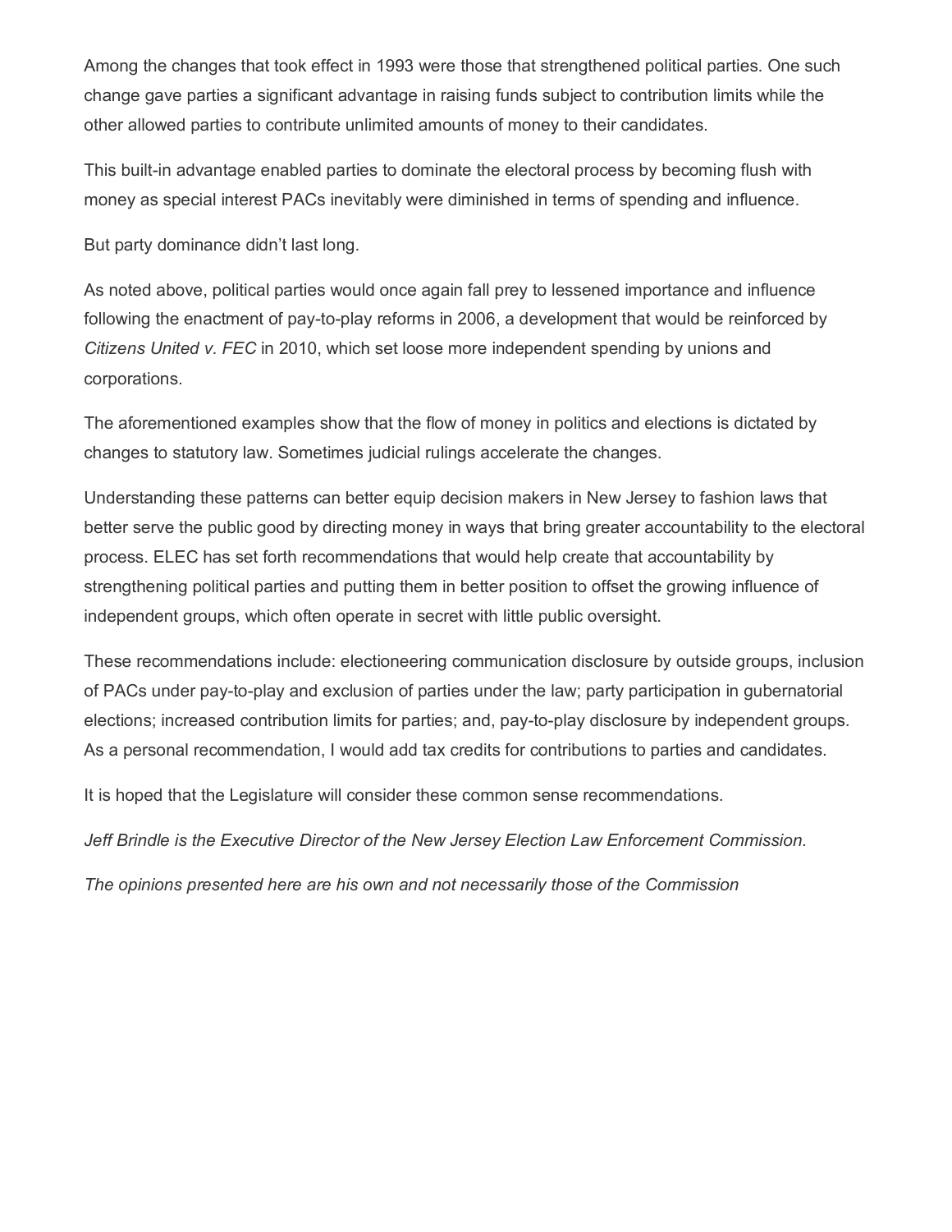Among the changes that took effect in 1993 were those that strengthened political parties. One such change gave parties a significant advantage in raising funds subject to contribution limits while the other allowed parties to contribute unlimited amounts of money to their candidates.

This built-in advantage enabled parties to dominate the electoral process by becoming flush with money as special interest PACs inevitably were diminished in terms of spending and influence.

But party dominance didn't last long.

As noted above, political parties would once again fall prey to lessened importance and influence following the enactment of pay-to-play reforms in 2006, a development that would be reinforced by *Citizens United v. FEC* in 2010, which set loose more independent spending by unions and corporations.

The aforementioned examples show that the flow of money in politics and elections is dictated by changes to statutory law. Sometimes judicial rulings accelerate the changes.

Understanding these patterns can better equip decision makers in New Jersey to fashion laws that better serve the public good by directing money in ways that bring greater accountability to the electoral process. ELEC has set forth recommendations that would help create that accountability by strengthening political parties and putting them in better position to offset the growing influence of independent groups, which often operate in secret with little public oversight.

These recommendations include: electioneering communication disclosure by outside groups, inclusion of PACs under pay-to-play and exclusion of parties under the law; party participation in gubernatorial elections; increased contribution limits for parties; and, pay-to-play disclosure by independent groups. As a personal recommendation, I would add tax credits for contributions to parties and candidates.

It is hoped that the Legislature will consider these common sense recommendations.

*Jeff Brindle is the Executive Director of the New Jersey Election Law Enforcement Commission.*

*The opinions presented here are his own and not necessarily those of the Commission*